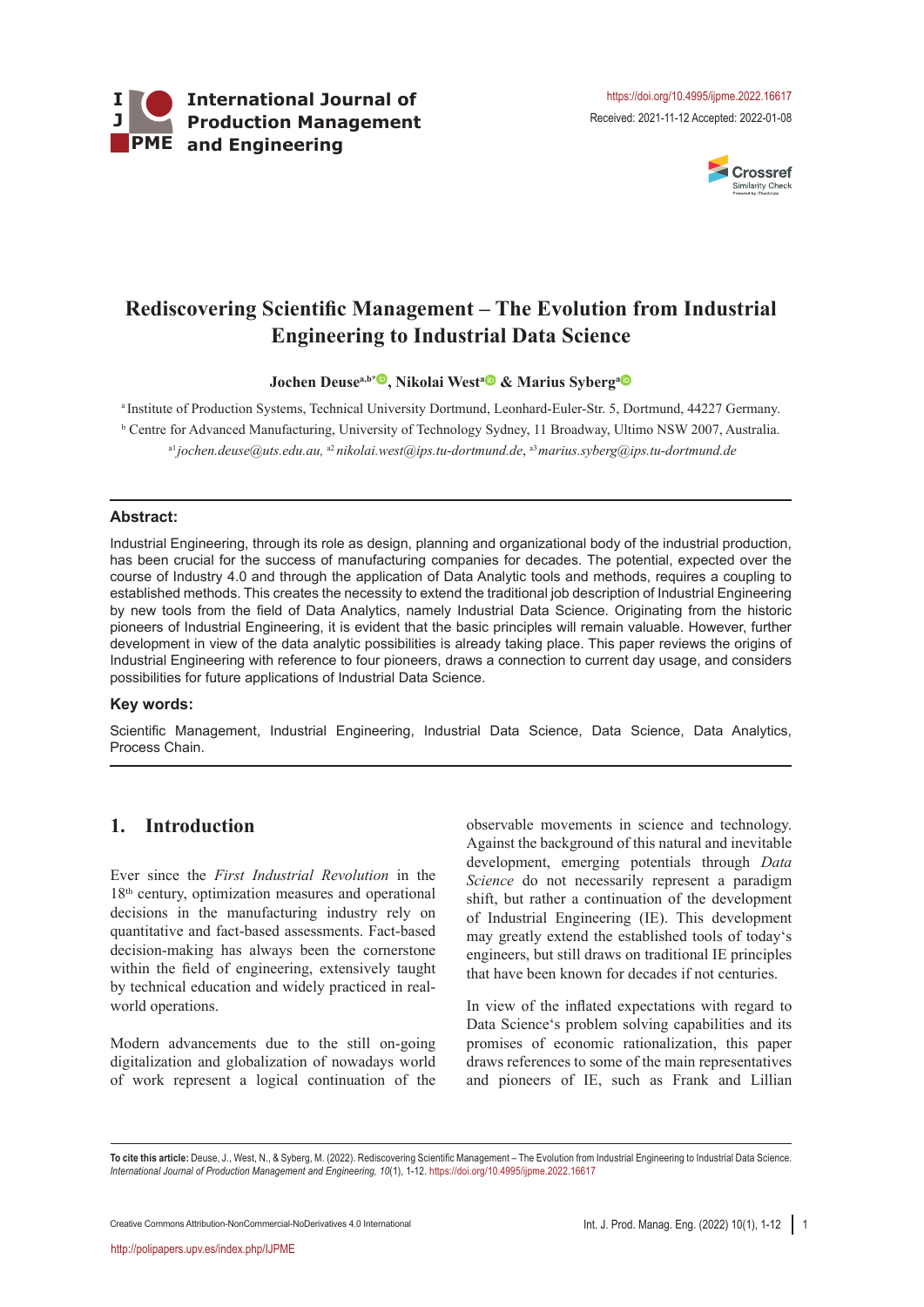International Journal of Production Management and Engineering

https://doi.org/10.4995/ijpme.2022.16617

Received: 2021-11-12 Accepted: 2022-01-08

# Rediscovering Scientific Management – The Evolution from Industrial Engineering to Industrial Data Science

**Jochen Deuse**[a,b*], **Nikolai West**[a] & **Marius Syberg**[a]

[a] Institute of Production Systems, Technical University Dortmund, Leonhard-Euler-Str. 5, Dortmund, 44227 Germany.

[b] Centre for Advanced Manufacturing, University of Technology Sydney, 11 Broadway, Ultimo NSW 2007, Australia.

[a1] *jochen.deuse@uts.edu.au*, [a2] *nikolai.west@ips.tu-dortmund.de*, [a3] *marius.syberg@ips.tu-dortmund.de*

**Abstract:**

Industrial Engineering, through its role as design, planning and organizational body of the industrial production, has been crucial for the success of manufacturing companies for decades. The potential, expected over the course of Industry 4.0 and through the application of Data Analytic tools and methods, requires a coupling to established methods. This creates the necessity to extend the traditional job description of Industrial Engineering by new tools from the field of Data Analytics, namely Industrial Data Science. Originating from the historic pioneers of Industrial Engineering, it is evident that the basic principles will remain valuable. However, further development in view of the data analytic possibilities is already taking place. This paper reviews the origins of Industrial Engineering with reference to four pioneers, draws a connection to current day usage, and considers possibilities for future applications of Industrial Data Science.

**Key words:**

Scientific Management, Industrial Engineering, Industrial Data Science, Data Science, Data Analytics, Process Chain.

## 1. Introduction

Ever since the *First Industrial Revolution* in the 18th century, optimization measures and operational decisions in the manufacturing industry rely on quantitative and fact-based assessments. Fact-based decision-making has always been the cornerstone within the field of engineering, extensively taught by technical education and widely practiced in real-world operations.

Modern advancements due to the still on-going digitalization and globalization of nowadays world of work represent a logical continuation of the observable movements in science and technology. Against the background of this natural and inevitable development, emerging potentials through *Data Science* do not necessarily represent a paradigm shift, but rather a continuation of the development of Industrial Engineering (IE). This development may greatly extend the established tools of today's engineers, but still draws on traditional IE principles that have been known for decades if not centuries.

In view of the inflated expectations with regard to Data Science's problem solving capabilities and its promises of economic rationalization, this paper draws references to some of the main representatives and pioneers of IE, such as Frank and Lillian

**To cite this article:** Deuse, J., West, N., & Syberg, M. (2022). Rediscovering Scientific Management – The Evolution from Industrial Engineering to Industrial Data Science. *International Journal of Production Management and Engineering, 10*(1), 1-12. https://doi.org/10.4995/ijpme.2022.16617

Creative Commons Attribution-NonCommercial-NoDerivatives 4.0 International

http://polipapers.upv.es/index.php/IJPME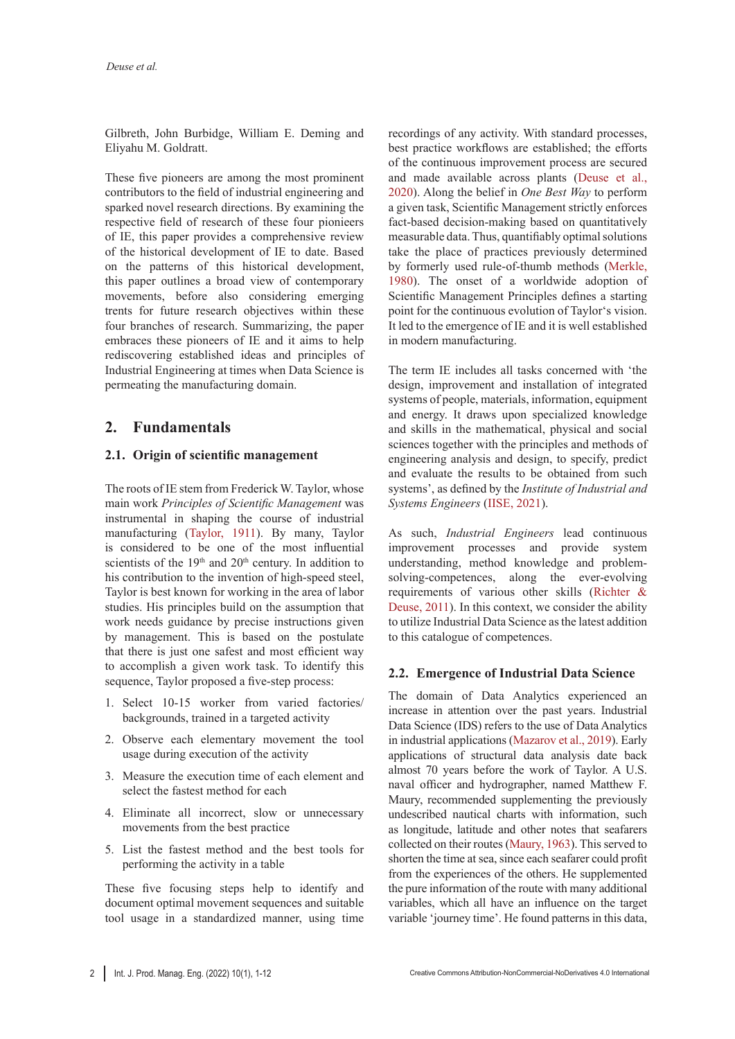Gilbreth, John Burbidge, William E. Deming and Eliyahu M. Goldratt.

These five pioneers are among the most prominent contributors to the field of industrial engineering and sparked novel research directions. By examining the respective field of research of these four pioneers of IE, this paper provides a comprehensive review of the historical development of IE to date. Based on the patterns of this historical development, this paper outlines a broad view of contemporary movements, before also considering emerging trents for future research objectives within these four branches of research. Summarizing, the paper embraces these pioneers of IE and it aims to help rediscovering established ideas and principles of Industrial Engineering at times when Data Science is permeating the manufacturing domain.

## 2. Fundamentals

### 2.1. Origin of scientific management

The roots of IE stem from Frederick W. Taylor, whose main work *Principles of Scientific Management* was instrumental in shaping the course of industrial manufacturing (Taylor, 1911). By many, Taylor is considered to be one of the most influential scientists of the 19th and 20th century. In addition to his contribution to the invention of high-speed steel, Taylor is best known for working in the area of labor studies. His principles build on the assumption that work needs guidance by precise instructions given by management. This is based on the postulate that there is just one safest and most efficient way to accomplish a given work task. To identify this sequence, Taylor proposed a five-step process:

1. Select 10-15 worker from varied factories/backgrounds, trained in a targeted activity
2. Observe each elementary movement the tool usage during execution of the activity
3. Measure the execution time of each element and select the fastest method for each
4. Eliminate all incorrect, slow or unnecessary movements from the best practice
5. List the fastest method and the best tools for performing the activity in a table

These five focusing steps help to identify and document optimal movement sequences and suitable tool usage in a standardized manner, using time recordings of any activity. With standard processes, best practice workflows are established; the efforts of the continuous improvement process are secured and made available across plants (Deuse et al., 2020). Along the belief in *One Best Way* to perform a given task, Scientific Management strictly enforces fact-based decision-making based on quantitatively measurable data. Thus, quantifiably optimal solutions take the place of practices previously determined by formerly used rule-of-thumb methods (Merkle, 1980). The onset of a worldwide adoption of Scientific Management Principles defines a starting point for the continuous evolution of Taylor's vision. It led to the emergence of IE and it is well established in modern manufacturing.

The term IE includes all tasks concerned with 'the design, improvement and installation of integrated systems of people, materials, information, equipment and energy. It draws upon specialized knowledge and skills in the mathematical, physical and social sciences together with the principles and methods of engineering analysis and design, to specify, predict and evaluate the results to be obtained from such systems', as defined by the *Institute of Industrial and Systems Engineers* (IISE, 2021).

As such, *Industrial Engineers* lead continuous improvement processes and provide system understanding, method knowledge and problem-solving-competences, along the ever-evolving requirements of various other skills (Richter & Deuse, 2011). In this context, we consider the ability to utilize Industrial Data Science as the latest addition to this catalogue of competences.

### 2.2. Emergence of Industrial Data Science

The domain of Data Analytics experienced an increase in attention over the past years. Industrial Data Science (IDS) refers to the use of Data Analytics in industrial applications (Mazarov et al., 2019). Early applications of structural data analysis date back almost 70 years before the work of Taylor. A U.S. naval officer and hydrographer, named Matthew F. Maury, recommended supplementing the previously undescribed nautical charts with information, such as longitude, latitude and other notes that seafarers collected on their routes (Maury, 1963). This served to shorten the time at sea, since each seafarer could profit from the experiences of the others. He supplemented the pure information of the route with many additional variables, which all have an influence on the target variable 'journey time'. He found patterns in this data,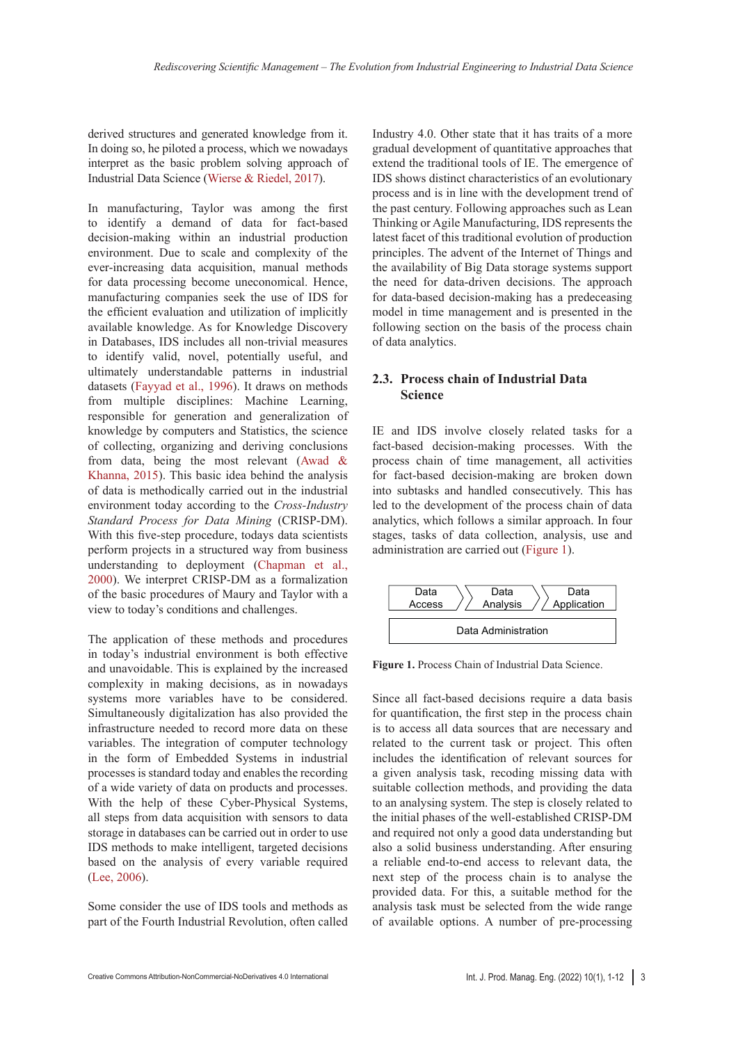derived structures and generated knowledge from it. In doing so, he piloted a process, which we nowadays interpret as the basic problem solving approach of Industrial Data Science (Wierse & Riedel, 2017).

In manufacturing, Taylor was among the first to identify a demand of data for fact-based decision-making within an industrial production environment. Due to scale and complexity of the ever-increasing data acquisition, manual methods for data processing become uneconomical. Hence, manufacturing companies seek the use of IDS for the efficient evaluation and utilization of implicitly available knowledge. As for Knowledge Discovery in Databases, IDS includes all non-trivial measures to identify valid, novel, potentially useful, and ultimately understandable patterns in industrial datasets (Fayyad et al., 1996). It draws on methods from multiple disciplines: Machine Learning, responsible for generation and generalization of knowledge by computers and Statistics, the science of collecting, organizing and deriving conclusions from data, being the most relevant (Awad & Khanna, 2015). This basic idea behind the analysis of data is methodically carried out in the industrial environment today according to the *Cross-Industry Standard Process for Data Mining* (CRISP-DM). With this five-step procedure, todays data scientists perform projects in a structured way from business understanding to deployment (Chapman et al., 2000). We interpret CRISP-DM as a formalization of the basic procedures of Maury and Taylor with a view to today's conditions and challenges.

The application of these methods and procedures in today's industrial environment is both effective and unavoidable. This is explained by the increased complexity in making decisions, as in nowadays systems more variables have to be considered. Simultaneously digitalization has also provided the infrastructure needed to record more data on these variables. The integration of computer technology in the form of Embedded Systems in industrial processes is standard today and enables the recording of a wide variety of data on products and processes. With the help of these Cyber-Physical Systems, all steps from data acquisition with sensors to data storage in databases can be carried out in order to use IDS methods to make intelligent, targeted decisions based on the analysis of every variable required (Lee, 2006).

Some consider the use of IDS tools and methods as part of the Fourth Industrial Revolution, often called Industry 4.0. Other state that it has traits of a more gradual development of quantitative approaches that extend the traditional tools of IE. The emergence of IDS shows distinct characteristics of an evolutionary process and is in line with the development trend of the past century. Following approaches such as Lean Thinking or Agile Manufacturing, IDS represents the latest facet of this traditional evolution of production principles. The advent of the Internet of Things and the availability of Big Data storage systems support the need for data-driven decisions. The approach for data-based decision-making has a predeceasing model in time management and is presented in the following section on the basis of the process chain of data analytics.

### 2.3. Process chain of Industrial Data Science

IE and IDS involve closely related tasks for a fact-based decision-making processes. With the process chain of time management, all activities for fact-based decision-making are broken down into subtasks and handled consecutively. This has led to the development of the process chain of data analytics, which follows a similar approach. In four stages, tasks of data collection, analysis, use and administration are carried out (Figure 1).

| Data Access | Data Analysis | Data Application |
|---|---|---|
| Data Administration | | |

**Figure 1.** Process Chain of Industrial Data Science.

Since all fact-based decisions require a data basis for quantification, the first step in the process chain is to access all data sources that are necessary and related to the current task or project. This often includes the identification of relevant sources for a given analysis task, recoding missing data with suitable collection methods, and providing the data to an analysing system. The step is closely related to the initial phases of the well-established CRISP-DM and required not only a good data understanding but also a solid business understanding. After ensuring a reliable end-to-end access to relevant data, the next step of the process chain is to analyse the provided data. For this, a suitable method for the analysis task must be selected from the wide range of available options. A number of pre-processing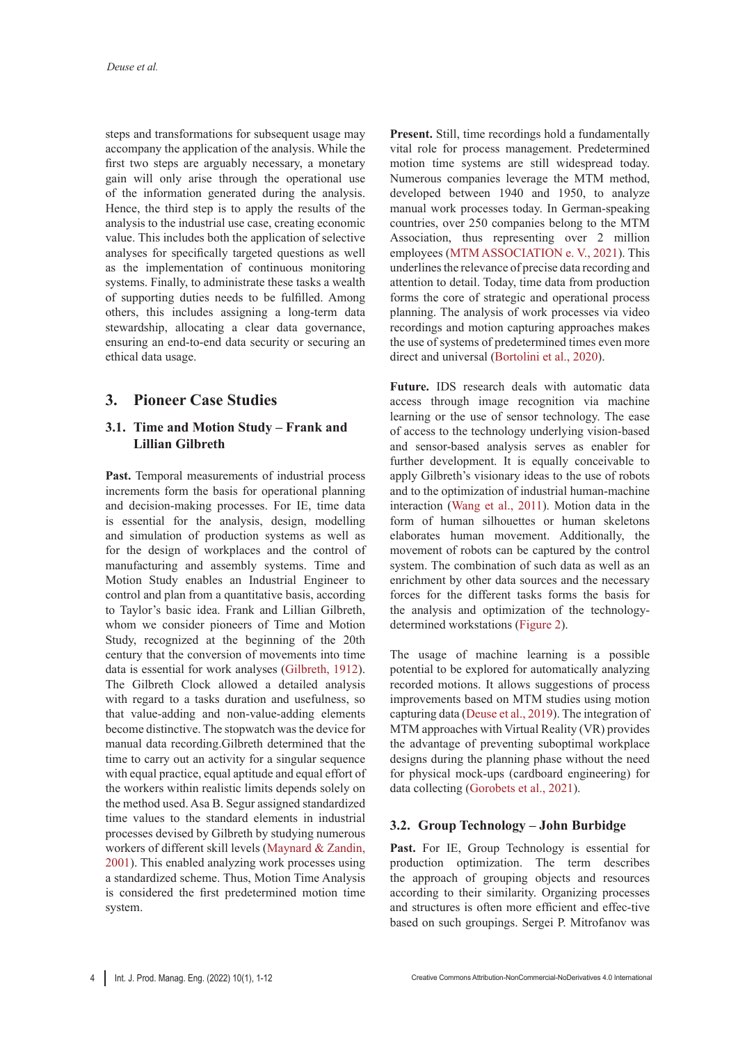steps and transformations for subsequent usage may accompany the application of the analysis. While the first two steps are arguably necessary, a monetary gain will only arise through the operational use of the information generated during the analysis. Hence, the third step is to apply the results of the analysis to the industrial use case, creating economic value. This includes both the application of selective analyses for specifically targeted questions as well as the implementation of continuous monitoring systems. Finally, to administrate these tasks a wealth of supporting duties needs to be fulfilled. Among others, this includes assigning a long-term data stewardship, allocating a clear data governance, ensuring an end-to-end data security or securing an ethical data usage.

## 3. Pioneer Case Studies

### 3.1. Time and Motion Study – Frank and Lillian Gilbreth

**Past.** Temporal measurements of industrial process increments form the basis for operational planning and decision-making processes. For IE, time data is essential for the analysis, design, modelling and simulation of production systems as well as for the design of workplaces and the control of manufacturing and assembly systems. Time and Motion Study enables an Industrial Engineer to control and plan from a quantitative basis, according to Taylor's basic idea. Frank and Lillian Gilbreth, whom we consider pioneers of Time and Motion Study, recognized at the beginning of the 20th century that the conversion of movements into time data is essential for work analyses (Gilbreth, 1912). The Gilbreth Clock allowed a detailed analysis with regard to a tasks duration and usefulness, so that value-adding and non-value-adding elements become distinctive. The stopwatch was the device for manual data recording.Gilbreth determined that the time to carry out an activity for a singular sequence with equal practice, equal aptitude and equal effort of the workers within realistic limits depends solely on the method used. Asa B. Segur assigned standardized time values to the standard elements in industrial processes devised by Gilbreth by studying numerous workers of different skill levels (Maynard & Zandin, 2001). This enabled analyzing work processes using a standardized scheme. Thus, Motion Time Analysis is considered the first predetermined motion time system.

**Present.** Still, time recordings hold a fundamentally vital role for process management. Predetermined motion time systems are still widespread today. Numerous companies leverage the MTM method, developed between 1940 and 1950, to analyze manual work processes today. In German-speaking countries, over 250 companies belong to the MTM Association, thus representing over 2 million employees (MTM ASSOCIATION e. V., 2021). This underlines the relevance of precise data recording and attention to detail. Today, time data from production forms the core of strategic and operational process planning. The analysis of work processes via video recordings and motion capturing approaches makes the use of systems of predetermined times even more direct and universal (Bortolini et al., 2020).

**Future.** IDS research deals with automatic data access through image recognition via machine learning or the use of sensor technology. The ease of access to the technology underlying vision-based and sensor-based analysis serves as enabler for further development. It is equally conceivable to apply Gilbreth's visionary ideas to the use of robots and to the optimization of industrial human-machine interaction (Wang et al., 2011). Motion data in the form of human silhouettes or human skeletons elaborates human movement. Additionally, the movement of robots can be captured by the control system. The combination of such data as well as an enrichment by other data sources and the necessary forces for the different tasks forms the basis for the analysis and optimization of the technology-determined workstations (Figure 2).

The usage of machine learning is a possible potential to be explored for automatically analyzing recorded motions. It allows suggestions of process improvements based on MTM studies using motion capturing data (Deuse et al., 2019). The integration of MTM approaches with Virtual Reality (VR) provides the advantage of preventing suboptimal workplace designs during the planning phase without the need for physical mock-ups (cardboard engineering) for data collecting (Gorobets et al., 2021).

### 3.2. Group Technology – John Burbidge

**Past.** For IE, Group Technology is essential for production optimization. The term describes the approach of grouping objects and resources according to their similarity. Organizing processes and structures is often more efficient and effec-tive based on such groupings. Sergei P. Mitrofanov was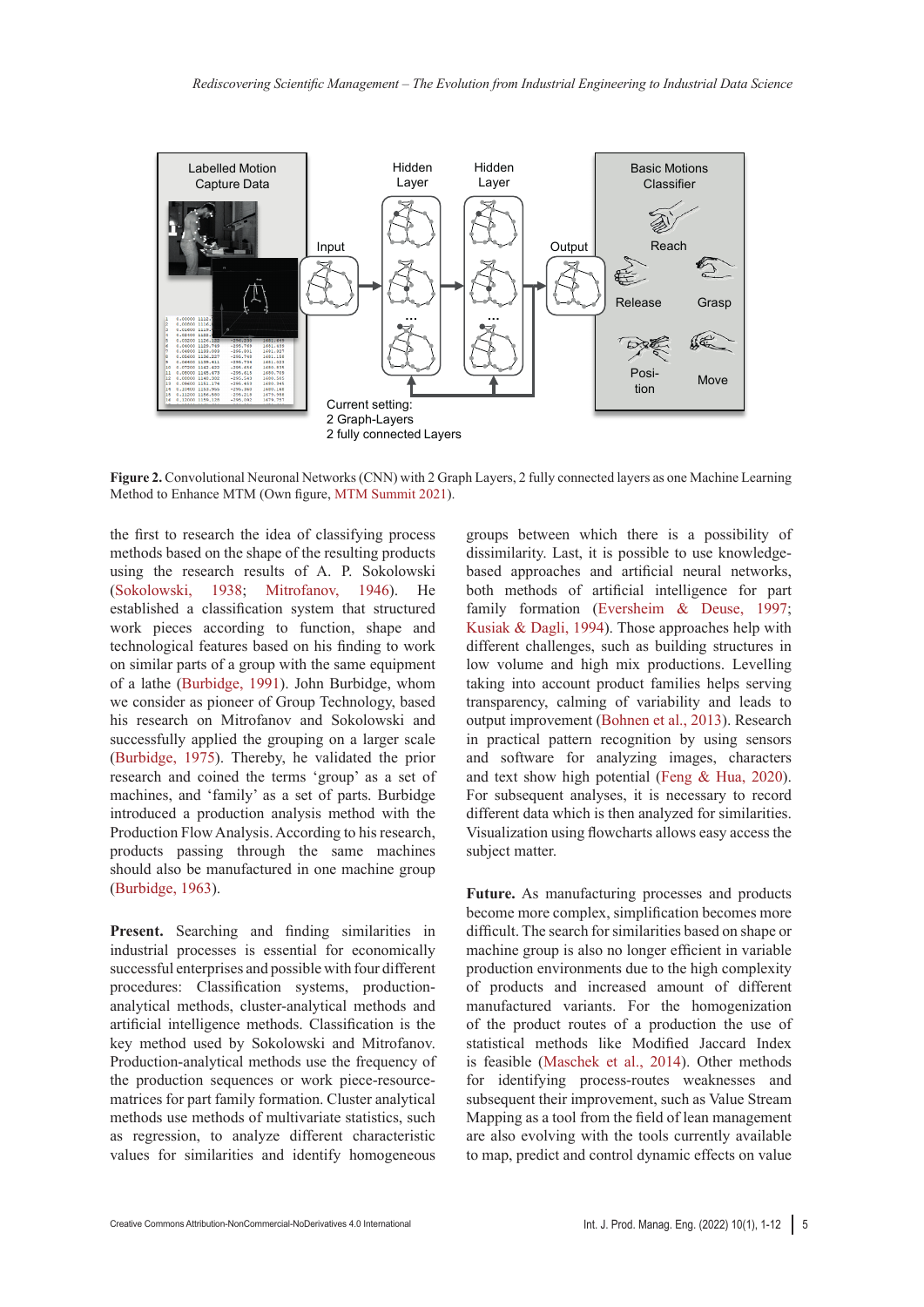**Figure 2.** Convolutional Neuronal Networks (CNN) with 2 Graph Layers, 2 fully connected layers as one Machine Learning Method to Enhance MTM (Own figure, MTM Summit 2021).

the first to research the idea of classifying process methods based on the shape of the resulting products using the research results of A. P. Sokolowski (Sokolowski, 1938; Mitrofanov, 1946). He established a classification system that structured work pieces according to function, shape and technological features based on his finding to work on similar parts of a group with the same equipment of a lathe (Burbidge, 1991). John Burbidge, whom we consider as pioneer of Group Technology, based his research on Mitrofanov and Sokolowski and successfully applied the grouping on a larger scale (Burbidge, 1975). Thereby, he validated the prior research and coined the terms 'group' as a set of machines, and 'family' as a set of parts. Burbidge introduced a production analysis method with the Production Flow Analysis. According to his research, products passing through the same machines should also be manufactured in one machine group (Burbidge, 1963).

**Present.** Searching and finding similarities in industrial processes is essential for economically successful enterprises and possible with four different procedures: Classification systems, production-analytical methods, cluster-analytical methods and artificial intelligence methods. Classification is the key method used by Sokolowski and Mitrofanov. Production-analytical methods use the frequency of the production sequences or work piece-resource-matrices for part family formation. Cluster analytical methods use methods of multivariate statistics, such as regression, to analyze different characteristic values for similarities and identify homogeneous groups between which there is a possibility of dissimilarity. Last, it is possible to use knowledge-based approaches and artificial neural networks, both methods of artificial intelligence for part family formation (Eversheim & Deuse, 1997; Kusiak & Dagli, 1994). Those approaches help with different challenges, such as building structures in low volume and high mix productions. Levelling taking into account product families helps serving transparency, calming of variability and leads to output improvement (Bohnen et al., 2013). Research in practical pattern recognition by using sensors and software for analyzing images, characters and text show high potential (Feng & Hua, 2020). For subsequent analyses, it is necessary to record different data which is then analyzed for similarities. Visualization using flowcharts allows easy access the subject matter.

**Future.** As manufacturing processes and products become more complex, simplification becomes more difficult. The search for similarities based on shape or machine group is also no longer efficient in variable production environments due to the high complexity of products and increased amount of different manufactured variants. For the homogenization of the product routes of a production the use of statistical methods like Modified Jaccard Index is feasible (Maschek et al., 2014). Other methods for identifying process-routes weaknesses and subsequent their improvement, such as Value Stream Mapping as a tool from the field of lean management are also evolving with the tools currently available to map, predict and control dynamic effects on value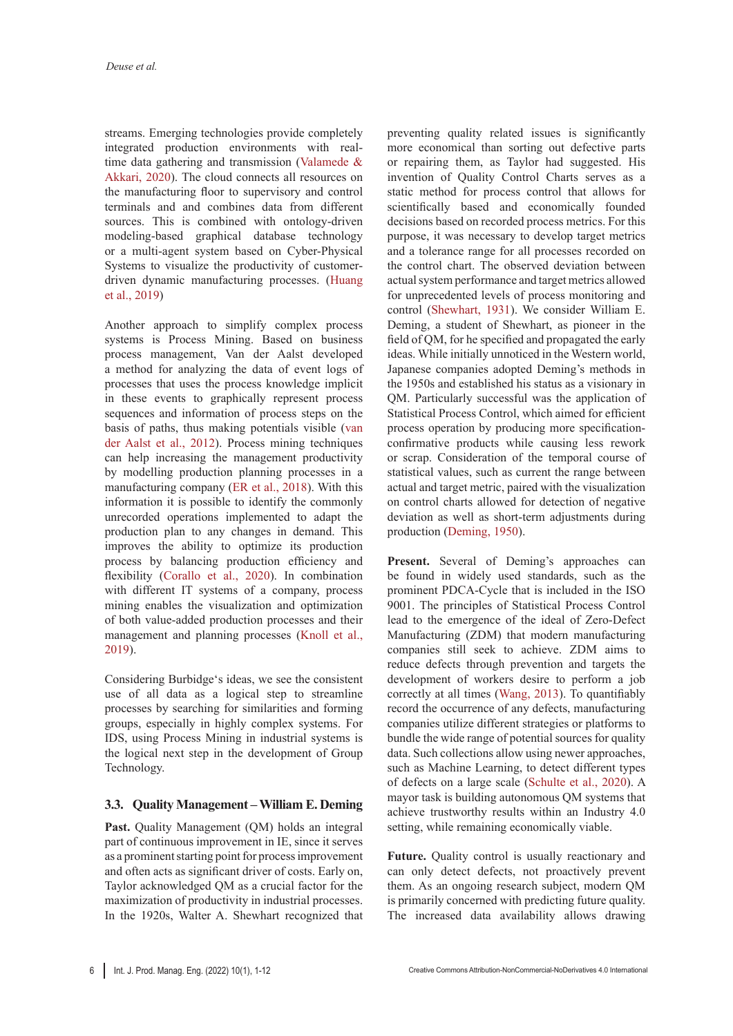streams. Emerging technologies provide completely integrated production environments with real-time data gathering and transmission (Valamede & Akkari, 2020). The cloud connects all resources on the manufacturing floor to supervisory and control terminals and and combines data from different sources. This is combined with ontology-driven modeling-based graphical database technology or a multi-agent system based on Cyber-Physical Systems to visualize the productivity of customer-driven dynamic manufacturing processes. (Huang et al., 2019)

Another approach to simplify complex process systems is Process Mining. Based on business process management, Van der Aalst developed a method for analyzing the data of event logs of processes that uses the process knowledge implicit in these events to graphically represent process sequences and information of process steps on the basis of paths, thus making potentials visible (van der Aalst et al., 2012). Process mining techniques can help increasing the management productivity by modelling production planning processes in a manufacturing company (ER et al., 2018). With this information it is possible to identify the commonly unrecorded operations implemented to adapt the production plan to any changes in demand. This improves the ability to optimize its production process by balancing production efficiency and flexibility (Corallo et al., 2020). In combination with different IT systems of a company, process mining enables the visualization and optimization of both value-added production processes and their management and planning processes (Knoll et al., 2019).

Considering Burbidge's ideas, we see the consistent use of all data as a logical step to streamline processes by searching for similarities and forming groups, especially in highly complex systems. For IDS, using Process Mining in industrial systems is the logical next step in the development of Group Technology.

### 3.3. Quality Management – William E. Deming

**Past.** Quality Management (QM) holds an integral part of continuous improvement in IE, since it serves as a prominent starting point for process improvement and often acts as significant driver of costs. Early on, Taylor acknowledged QM as a crucial factor for the maximization of productivity in industrial processes. In the 1920s, Walter A. Shewhart recognized that preventing quality related issues is significantly more economical than sorting out defective parts or repairing them, as Taylor had suggested. His invention of Quality Control Charts serves as a static method for process control that allows for scientifically based and economically founded decisions based on recorded process metrics. For this purpose, it was necessary to develop target metrics and a tolerance range for all processes recorded on the control chart. The observed deviation between actual system performance and target metrics allowed for unprecedented levels of process monitoring and control (Shewhart, 1931). We consider William E. Deming, a student of Shewhart, as pioneer in the field of QM, for he specified and propagated the early ideas. While initially unnoticed in the Western world, Japanese companies adopted Deming's methods in the 1950s and established his status as a visionary in QM. Particularly successful was the application of Statistical Process Control, which aimed for efficient process operation by producing more specification-confirmative products while causing less rework or scrap. Consideration of the temporal course of statistical values, such as current the range between actual and target metric, paired with the visualization on control charts allowed for detection of negative deviation as well as short-term adjustments during production (Deming, 1950).

**Present.** Several of Deming's approaches can be found in widely used standards, such as the prominent PDCA-Cycle that is included in the ISO 9001. The principles of Statistical Process Control lead to the emergence of the ideal of Zero-Defect Manufacturing (ZDM) that modern manufacturing companies still seek to achieve. ZDM aims to reduce defects through prevention and targets the development of workers desire to perform a job correctly at all times (Wang, 2013). To quantifiably record the occurrence of any defects, manufacturing companies utilize different strategies or platforms to bundle the wide range of potential sources for quality data. Such collections allow using newer approaches, such as Machine Learning, to detect different types of defects on a large scale (Schulte et al., 2020). A mayor task is building autonomous QM systems that achieve trustworthy results within an Industry 4.0 setting, while remaining economically viable.

**Future.** Quality control is usually reactionary and can only detect defects, not proactively prevent them. As an ongoing research subject, modern QM is primarily concerned with predicting future quality. The increased data availability allows drawing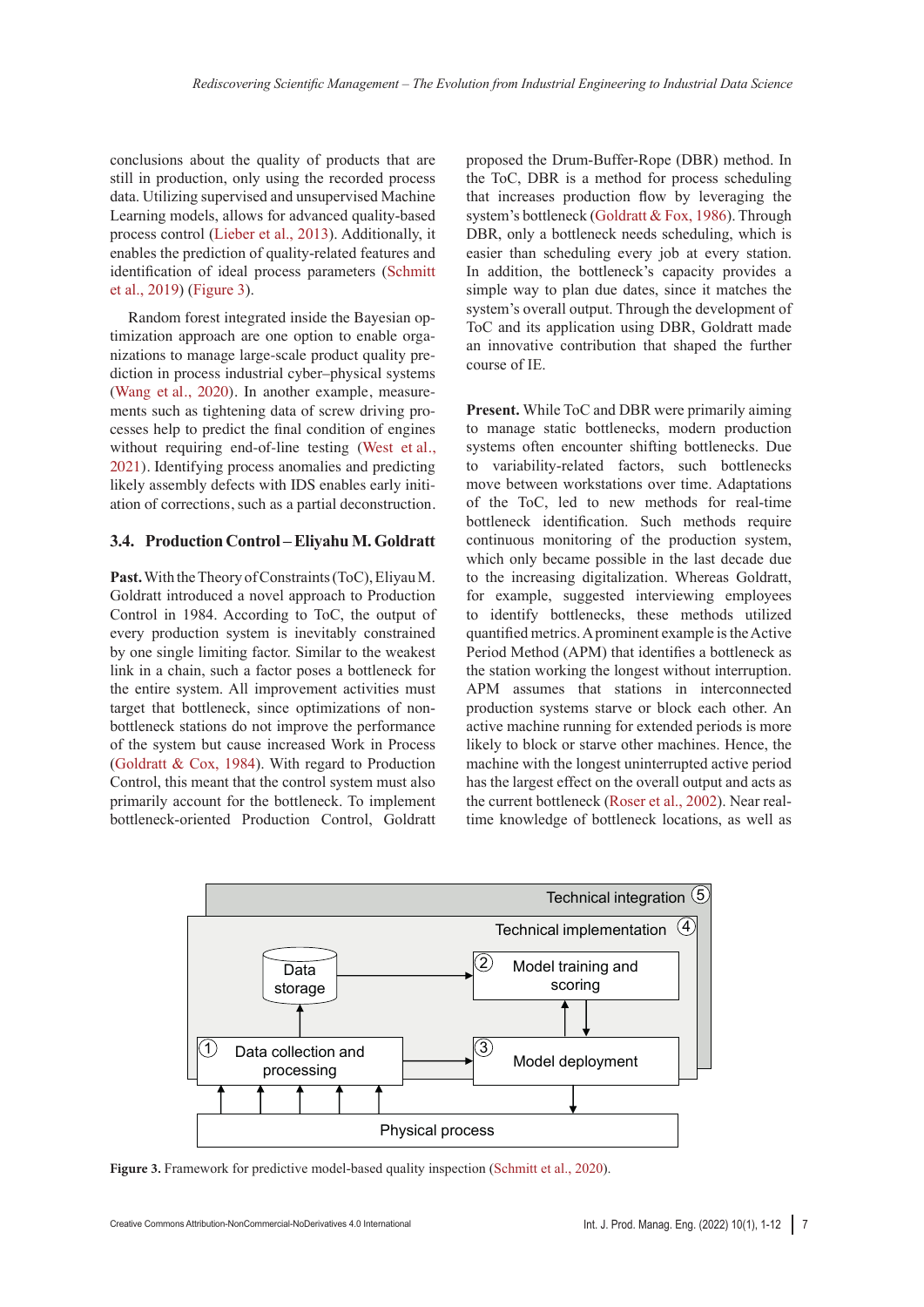conclusions about the quality of products that are still in production, only using the recorded process data. Utilizing supervised and unsupervised Machine Learning models, allows for advanced quality-based process control (Lieber et al., 2013). Additionally, it enables the prediction of quality-related features and identification of ideal process parameters (Schmitt et al., 2019) (Figure 3).

Random forest integrated inside the Bayesian optimization approach are one option to enable organizations to manage large-scale product quality prediction in process industrial cyber–physical systems (Wang et al., 2020). In another example, measurements such as tightening data of screw driving processes help to predict the final condition of engines without requiring end-of-line testing (West et al., 2021). Identifying process anomalies and predicting likely assembly defects with IDS enables early initiation of corrections, such as a partial deconstruction.

### 3.4. Production Control – Eliyahu M. Goldratt

**Past.** With the Theory of Constraints (ToC), Eliyau M. Goldratt introduced a novel approach to Production Control in 1984. According to ToC, the output of every production system is inevitably constrained by one single limiting factor. Similar to the weakest link in a chain, such a factor poses a bottleneck for the entire system. All improvement activities must target that bottleneck, since optimizations of non-bottleneck stations do not improve the performance of the system but cause increased Work in Process (Goldratt & Cox, 1984). With regard to Production Control, this meant that the control system must also primarily account for the bottleneck. To implement bottleneck-oriented Production Control, Goldratt proposed the Drum-Buffer-Rope (DBR) method. In the ToC, DBR is a method for process scheduling that increases production flow by leveraging the system's bottleneck (Goldratt & Fox, 1986). Through DBR, only a bottleneck needs scheduling, which is easier than scheduling every job at every station. In addition, the bottleneck's capacity provides a simple way to plan due dates, since it matches the system's overall output. Through the development of ToC and its application using DBR, Goldratt made an innovative contribution that shaped the further course of IE.

**Present.** While ToC and DBR were primarily aiming to manage static bottlenecks, modern production systems often encounter shifting bottlenecks. Due to variability-related factors, such bottlenecks move between workstations over time. Adaptations of the ToC, led to new methods for real-time bottleneck identification. Such methods require continuous monitoring of the production system, which only became possible in the last decade due to the increasing digitalization. Whereas Goldratt, for example, suggested interviewing employees to identify bottlenecks, these methods utilized quantified metrics. A prominent example is the Active Period Method (APM) that identifies a bottleneck as the station working the longest without interruption. APM assumes that stations in interconnected production systems starve or block each other. An active machine running for extended periods is more likely to block or starve other machines. Hence, the machine with the longest uninterrupted active period has the largest effect on the overall output and acts as the current bottleneck (Roser et al., 2002). Near real-time knowledge of bottleneck locations, as well as

Technical integration ⑤
Technical implementation ④
Data storage
② Model training and scoring
① Data collection and processing
③ Model deployment
Physical process

**Figure 3.** Framework for predictive model-based quality inspection (Schmitt et al., 2020).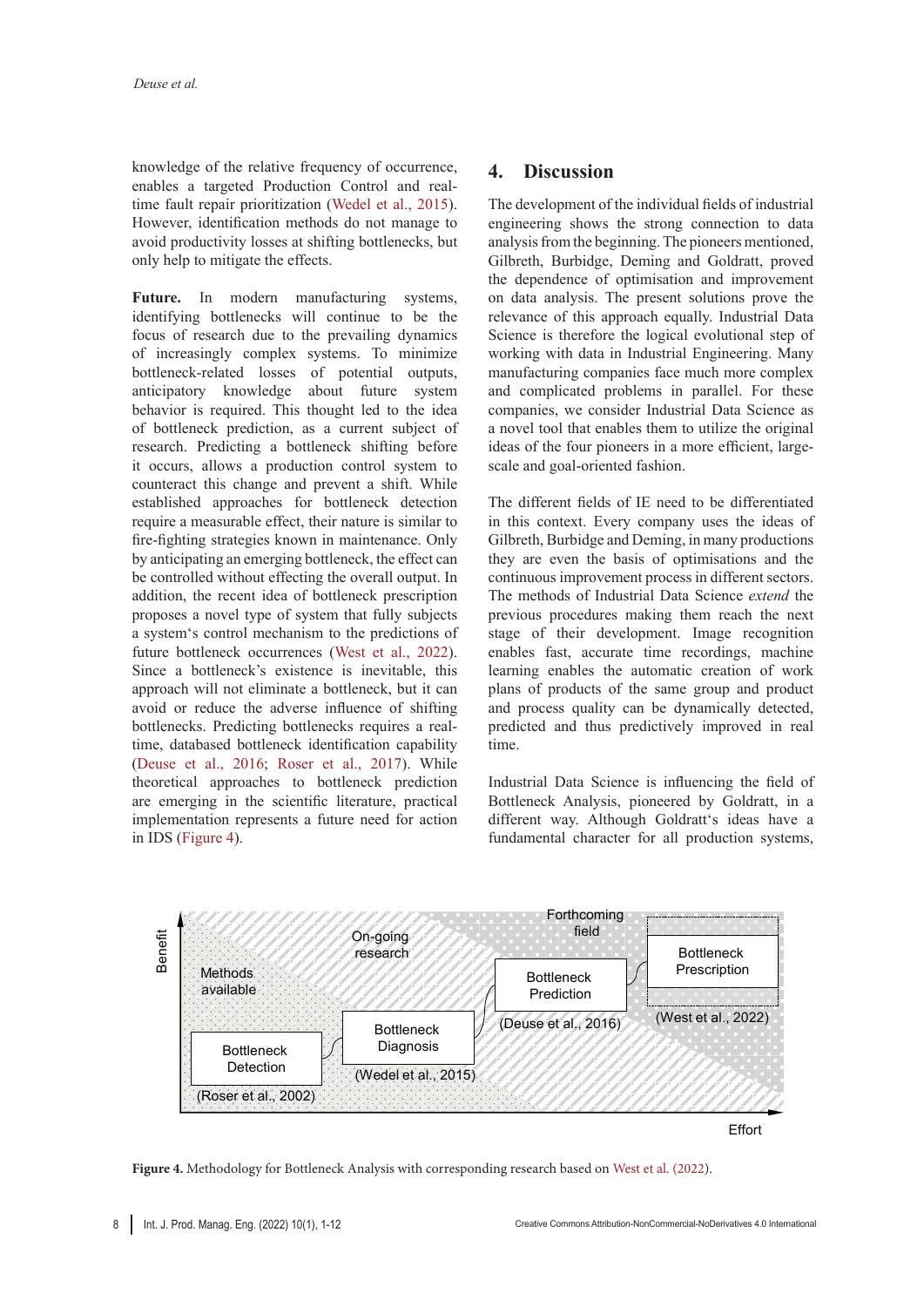knowledge of the relative frequency of occurrence, enables a targeted Production Control and real-time fault repair prioritization (Wedel et al., 2015). However, identification methods do not manage to avoid productivity losses at shifting bottlenecks, but only help to mitigate the effects.

**Future.** In modern manufacturing systems, identifying bottlenecks will continue to be the focus of research due to the prevailing dynamics of increasingly complex systems. To minimize bottleneck-related losses of potential outputs, anticipatory knowledge about future system behavior is required. This thought led to the idea of bottleneck prediction, as a current subject of research. Predicting a bottleneck shifting before it occurs, allows a production control system to counteract this change and prevent a shift. While established approaches for bottleneck detection require a measurable effect, their nature is similar to fire-fighting strategies known in maintenance. Only by anticipating an emerging bottleneck, the effect can be controlled without effecting the overall output. In addition, the recent idea of bottleneck prescription proposes a novel type of system that fully subjects a system's control mechanism to the predictions of future bottleneck occurrences (West et al., 2022). Since a bottleneck's existence is inevitable, this approach will not eliminate a bottleneck, but it can avoid or reduce the adverse influence of shifting bottlenecks. Predicting bottlenecks requires a real-time, databased bottleneck identification capability (Deuse et al., 2016; Roser et al., 2017). While theoretical approaches to bottleneck prediction are emerging in the scientific literature, practical implementation represents a future need for action in IDS (Figure 4).

## 4. Discussion

The development of the individual fields of industrial engineering shows the strong connection to data analysis from the beginning. The pioneers mentioned, Gilbreth, Burbidge, Deming and Goldratt, proved the dependence of optimisation and improvement on data analysis. The present solutions prove the relevance of this approach equally. Industrial Data Science is therefore the logical evolutional step of working with data in Industrial Engineering. Many manufacturing companies face much more complex and complicated problems in parallel. For these companies, we consider Industrial Data Science as a novel tool that enables them to utilize the original ideas of the four pioneers in a more efficient, large-scale and goal-oriented fashion.

The different fields of IE need to be differentiated in this context. Every company uses the ideas of Gilbreth, Burbidge and Deming, in many productions they are even the basis of optimisations and the continuous improvement process in different sectors. The methods of Industrial Data Science *extend* the previous procedures making them reach the next stage of their development. Image recognition enables fast, accurate time recordings, machine learning enables the automatic creation of work plans of products of the same group and product and process quality can be dynamically detected, predicted and thus predictively improved in real time.

Industrial Data Science is influencing the field of Bottleneck Analysis, pioneered by Goldratt, in a different way. Although Goldratt's ideas have a fundamental character for all production systems,

**Figure 4.** Methodology for Bottleneck Analysis with corresponding research based on West et al. (2022).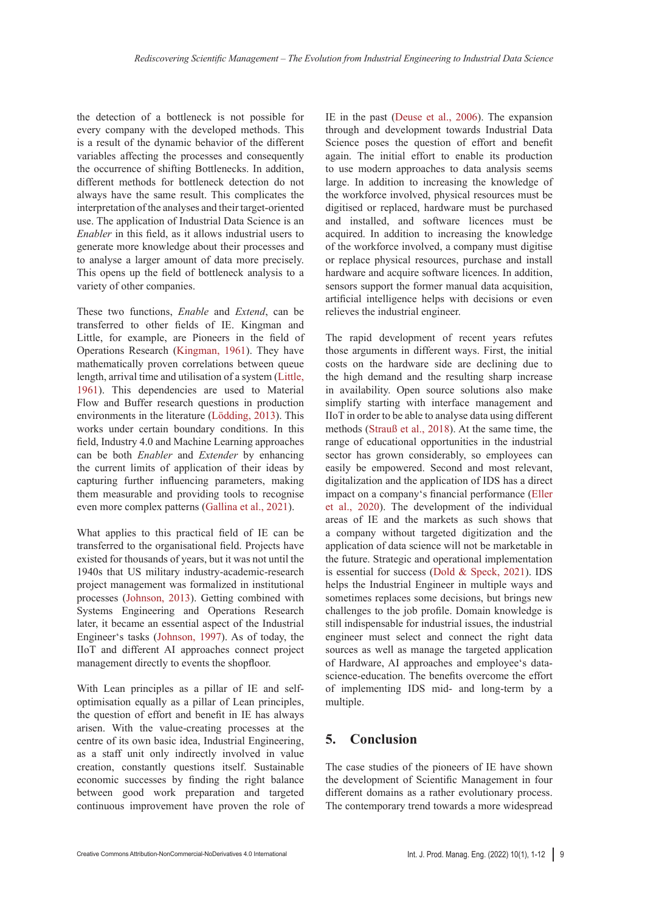the detection of a bottleneck is not possible for every company with the developed methods. This is a result of the dynamic behavior of the different variables affecting the processes and consequently the occurrence of shifting Bottlenecks. In addition, different methods for bottleneck detection do not always have the same result. This complicates the interpretation of the analyses and their target-oriented use. The application of Industrial Data Science is an *Enabler* in this field, as it allows industrial users to generate more knowledge about their processes and to analyse a larger amount of data more precisely. This opens up the field of bottleneck analysis to a variety of other companies.

These two functions, *Enable* and *Extend*, can be transferred to other fields of IE. Kingman and Little, for example, are Pioneers in the field of Operations Research (Kingman, 1961). They have mathematically proven correlations between queue length, arrival time and utilisation of a system (Little, 1961). This dependencies are used to Material Flow and Buffer research questions in production environments in the literature (Lödding, 2013). This works under certain boundary conditions. In this field, Industry 4.0 and Machine Learning approaches can be both *Enabler* and *Extender* by enhancing the current limits of application of their ideas by capturing further influencing parameters, making them measurable and providing tools to recognise even more complex patterns (Gallina et al., 2021).

What applies to this practical field of IE can be transferred to the organisational field. Projects have existed for thousands of years, but it was not until the 1940s that US military industry-academic-research project management was formalized in institutional processes (Johnson, 2013). Getting combined with Systems Engineering and Operations Research later, it became an essential aspect of the Industrial Engineer's tasks (Johnson, 1997). As of today, the IIoT and different AI approaches connect project management directly to events the shopfloor.

With Lean principles as a pillar of IE and self-optimisation equally as a pillar of Lean principles, the question of effort and benefit in IE has always arisen. With the value-creating processes at the centre of its own basic idea, Industrial Engineering, as a staff unit only indirectly involved in value creation, constantly questions itself. Sustainable economic successes by finding the right balance between good work preparation and targeted continuous improvement have proven the role of IE in the past (Deuse et al., 2006). The expansion through and development towards Industrial Data Science poses the question of effort and benefit again. The initial effort to enable its production to use modern approaches to data analysis seems large. In addition to increasing the knowledge of the workforce involved, physical resources must be digitised or replaced, hardware must be purchased and installed, and software licences must be acquired. In addition to increasing the knowledge of the workforce involved, a company must digitise or replace physical resources, purchase and install hardware and acquire software licences. In addition, sensors support the former manual data acquisition, artificial intelligence helps with decisions or even relieves the industrial engineer.

The rapid development of recent years refutes those arguments in different ways. First, the initial costs on the hardware side are declining due to the high demand and the resulting sharp increase in availability. Open source solutions also make simplify starting with interface management and IIoT in order to be able to analyse data using different methods (Strauß et al., 2018). At the same time, the range of educational opportunities in the industrial sector has grown considerably, so employees can easily be empowered. Second and most relevant, digitalization and the application of IDS has a direct impact on a company's financial performance (Eller et al., 2020). The development of the individual areas of IE and the markets as such shows that a company without targeted digitization and the application of data science will not be marketable in the future. Strategic and operational implementation is essential for success (Dold & Speck, 2021). IDS helps the Industrial Engineer in multiple ways and sometimes replaces some decisions, but brings new challenges to the job profile. Domain knowledge is still indispensable for industrial issues, the industrial engineer must select and connect the right data sources as well as manage the targeted application of Hardware, AI approaches and employee's data-science-education. The benefits overcome the effort of implementing IDS mid- and long-term by a multiple.

## 5. Conclusion

The case studies of the pioneers of IE have shown the development of Scientific Management in four different domains as a rather evolutionary process. The contemporary trend towards a more widespread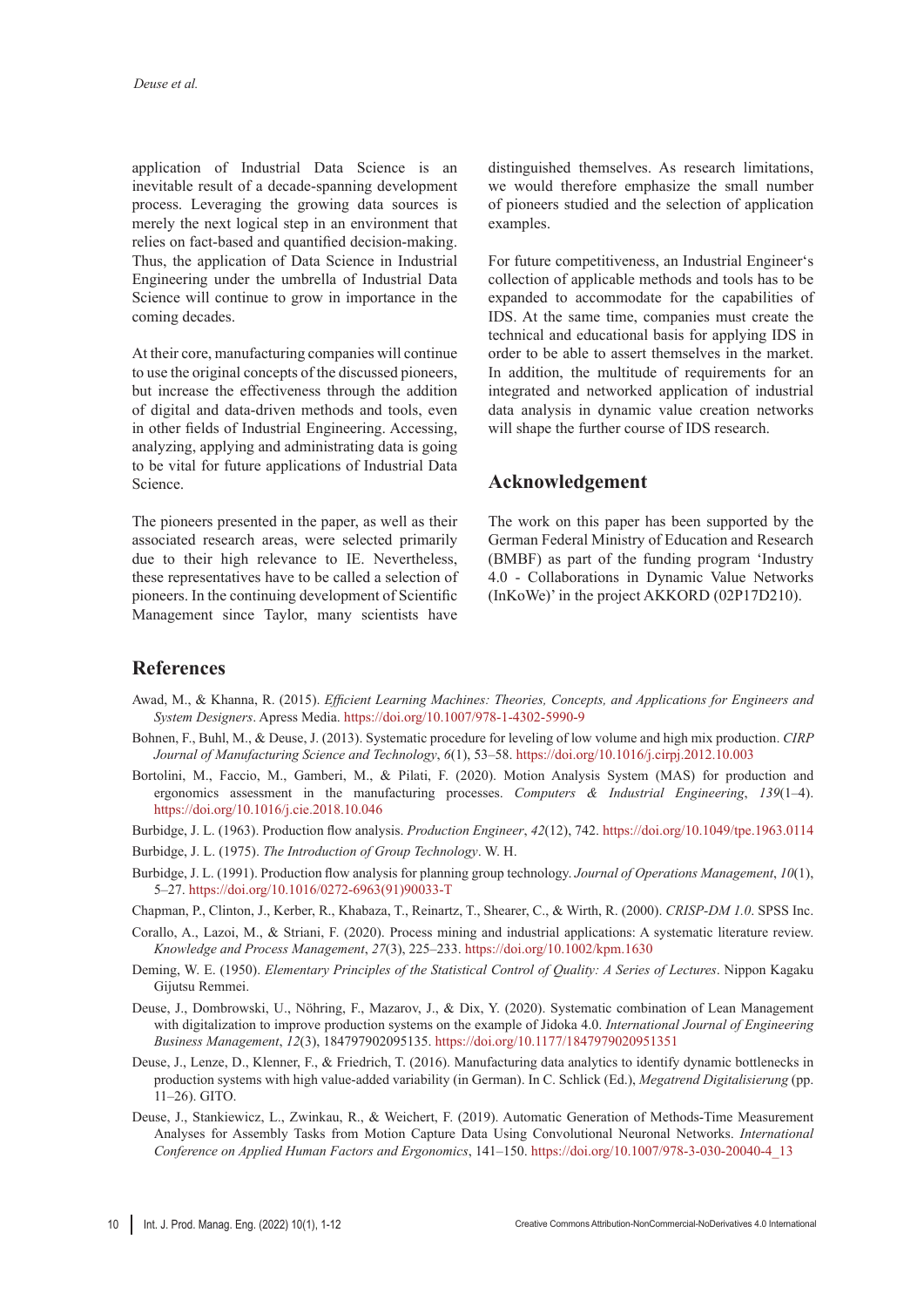application of Industrial Data Science is an inevitable result of a decade-spanning development process. Leveraging the growing data sources is merely the next logical step in an environment that relies on fact-based and quantified decision-making. Thus, the application of Data Science in Industrial Engineering under the umbrella of Industrial Data Science will continue to grow in importance in the coming decades.

At their core, manufacturing companies will continue to use the original concepts of the discussed pioneers, but increase the effectiveness through the addition of digital and data-driven methods and tools, even in other fields of Industrial Engineering. Accessing, analyzing, applying and administrating data is going to be vital for future applications of Industrial Data Science.

The pioneers presented in the paper, as well as their associated research areas, were selected primarily due to their high relevance to IE. Nevertheless, these representatives have to be called a selection of pioneers. In the continuing development of Scientific Management since Taylor, many scientists have distinguished themselves. As research limitations, we would therefore emphasize the small number of pioneers studied and the selection of application examples.

For future competitiveness, an Industrial Engineer's collection of applicable methods and tools has to be expanded to accommodate for the capabilities of IDS. At the same time, companies must create the technical and educational basis for applying IDS in order to be able to assert themselves in the market. In addition, the multitude of requirements for an integrated and networked application of industrial data analysis in dynamic value creation networks will shape the further course of IDS research.

## Acknowledgement

The work on this paper has been supported by the German Federal Ministry of Education and Research (BMBF) as part of the funding program 'Industry 4.0 - Collaborations in Dynamic Value Networks (InKoWe)' in the project AKKORD (02P17D210).

## References

Awad, M., & Khanna, R. (2015). *Efficient Learning Machines: Theories, Concepts, and Applications for Engineers and System Designers*. Apress Media. https://doi.org/10.1007/978-1-4302-5990-9

Bohnen, F., Buhl, M., & Deuse, J. (2013). Systematic procedure for leveling of low volume and high mix production. *CIRP Journal of Manufacturing Science and Technology*, *6*(1), 53–58. https://doi.org/10.1016/j.cirpj.2012.10.003

Bortolini, M., Faccio, M., Gamberi, M., & Pilati, F. (2020). Motion Analysis System (MAS) for production and ergonomics assessment in the manufacturing processes. *Computers & Industrial Engineering*, *139*(1–4). https://doi.org/10.1016/j.cie.2018.10.046

Burbidge, J. L. (1963). Production flow analysis. *Production Engineer*, *42*(12), 742. https://doi.org/10.1049/tpe.1963.0114

Burbidge, J. L. (1975). *The Introduction of Group Technology*. W. H.

Burbidge, J. L. (1991). Production flow analysis for planning group technology. *Journal of Operations Management*, *10*(1), 5–27. https://doi.org/10.1016/0272-6963(91)90033-T

Chapman, P., Clinton, J., Kerber, R., Khabaza, T., Reinartz, T., Shearer, C., & Wirth, R. (2000). *CRISP-DM 1.0*. SPSS Inc.

Corallo, A., Lazoi, M., & Striani, F. (2020). Process mining and industrial applications: A systematic literature review. *Knowledge and Process Management*, *27*(3), 225–233. https://doi.org/10.1002/kpm.1630

Deming, W. E. (1950). *Elementary Principles of the Statistical Control of Quality: A Series of Lectures*. Nippon Kagaku Gijutsu Remmei.

Deuse, J., Dombrowski, U., Nöhring, F., Mazarov, J., & Dix, Y. (2020). Systematic combination of Lean Management with digitalization to improve production systems on the example of Jidoka 4.0. *International Journal of Engineering Business Management*, *12*(3), 184797902095135. https://doi.org/10.1177/1847979020951351

Deuse, J., Lenze, D., Klenner, F., & Friedrich, T. (2016). Manufacturing data analytics to identify dynamic bottlenecks in production systems with high value-added variability (in German). In C. Schlick (Ed.), *Megatrend Digitalisierung* (pp. 11–26). GITO.

Deuse, J., Stankiewicz, L., Zwinkau, R., & Weichert, F. (2019). Automatic Generation of Methods-Time Measurement Analyses for Assembly Tasks from Motion Capture Data Using Convolutional Neuronal Networks. *International Conference on Applied Human Factors and Ergonomics*, 141–150. https://doi.org/10.1007/978-3-030-20040-4_13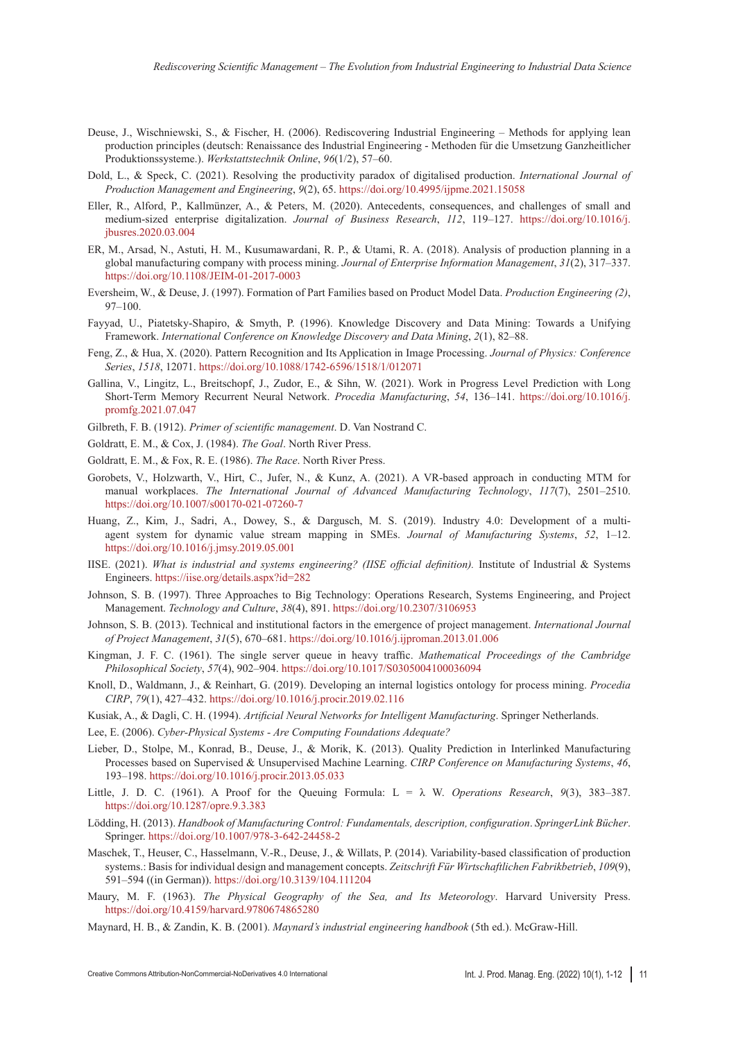Deuse, J., Wischniewski, S., & Fischer, H. (2006). Rediscovering Industrial Engineering – Methods for applying lean production principles (deutsch: Renaissance des Industrial Engineering - Methoden für die Umsetzung Ganzheitlicher Produktionssysteme.). *Werkstattstechnik Online*, *96*(1/2), 57–60.

Dold, L., & Speck, C. (2021). Resolving the productivity paradox of digitalised production. *International Journal of Production Management and Engineering*, *9*(2), 65. https://doi.org/10.4995/ijpme.2021.15058

Eller, R., Alford, P., Kallmünzer, A., & Peters, M. (2020). Antecedents, consequences, and challenges of small and medium-sized enterprise digitalization. *Journal of Business Research*, *112*, 119–127. https://doi.org/10.1016/j.jbusres.2020.03.004

ER, M., Arsad, N., Astuti, H. M., Kusumawardani, R. P., & Utami, R. A. (2018). Analysis of production planning in a global manufacturing company with process mining. *Journal of Enterprise Information Management*, *31*(2), 317–337. https://doi.org/10.1108/JEIM-01-2017-0003

Eversheim, W., & Deuse, J. (1997). Formation of Part Families based on Product Model Data. *Production Engineering (2)*, 97–100.

Fayyad, U., Piatetsky-Shapiro, & Smyth, P. (1996). Knowledge Discovery and Data Mining: Towards a Unifying Framework. *International Conference on Knowledge Discovery and Data Mining*, *2*(1), 82–88.

Feng, Z., & Hua, X. (2020). Pattern Recognition and Its Application in Image Processing. *Journal of Physics: Conference Series*, *1518*, 12071. https://doi.org/10.1088/1742-6596/1518/1/012071

Gallina, V., Lingitz, L., Breitschopf, J., Zudor, E., & Sihn, W. (2021). Work in Progress Level Prediction with Long Short-Term Memory Recurrent Neural Network. *Procedia Manufacturing*, *54*, 136–141. https://doi.org/10.1016/j.promfg.2021.07.047

Gilbreth, F. B. (1912). *Primer of scientific management*. D. Van Nostrand C.

Goldratt, E. M., & Cox, J. (1984). *The Goal*. North River Press.

Goldratt, E. M., & Fox, R. E. (1986). *The Race*. North River Press.

Gorobets, V., Holzwarth, V., Hirt, C., Jufer, N., & Kunz, A. (2021). A VR-based approach in conducting MTM for manual workplaces. *The International Journal of Advanced Manufacturing Technology*, *117*(7), 2501–2510. https://doi.org/10.1007/s00170-021-07260-7

Huang, Z., Kim, J., Sadri, A., Dowey, S., & Dargusch, M. S. (2019). Industry 4.0: Development of a multi-agent system for dynamic value stream mapping in SMEs. *Journal of Manufacturing Systems*, *52*, 1–12. https://doi.org/10.1016/j.jmsy.2019.05.001

IISE. (2021). *What is industrial and systems engineering? (IISE official definition).* Institute of Industrial & Systems Engineers. https://iise.org/details.aspx?id=282

Johnson, S. B. (1997). Three Approaches to Big Technology: Operations Research, Systems Engineering, and Project Management. *Technology and Culture*, *38*(4), 891. https://doi.org/10.2307/3106953

Johnson, S. B. (2013). Technical and institutional factors in the emergence of project management. *International Journal of Project Management*, *31*(5), 670–681. https://doi.org/10.1016/j.ijproman.2013.01.006

Kingman, J. F. C. (1961). The single server queue in heavy traffic. *Mathematical Proceedings of the Cambridge Philosophical Society*, *57*(4), 902–904. https://doi.org/10.1017/S0305004100036094

Knoll, D., Waldmann, J., & Reinhart, G. (2019). Developing an internal logistics ontology for process mining. *Procedia CIRP*, *79*(1), 427–432. https://doi.org/10.1016/j.procir.2019.02.116

Kusiak, A., & Dagli, C. H. (1994). *Artificial Neural Networks for Intelligent Manufacturing*. Springer Netherlands.

Lee, E. (2006). *Cyber-Physical Systems - Are Computing Foundations Adequate?*

Lieber, D., Stolpe, M., Konrad, B., Deuse, J., & Morik, K. (2013). Quality Prediction in Interlinked Manufacturing Processes based on Supervised & Unsupervised Machine Learning. *CIRP Conference on Manufacturing Systems*, *46*, 193–198. https://doi.org/10.1016/j.procir.2013.05.033

Little, J. D. C. (1961). A Proof for the Queuing Formula: L = λ W. *Operations Research*, *9*(3), 383–387. https://doi.org/10.1287/opre.9.3.383

Lödding, H. (2013). *Handbook of Manufacturing Control: Fundamentals, description, configuration*. *SpringerLink Bücher*. Springer. https://doi.org/10.1007/978-3-642-24458-2

Maschek, T., Heuser, C., Hasselmann, V.-R., Deuse, J., & Willats, P. (2014). Variability-based classification of production systems.: Basis for individual design and management concepts. *Zeitschrift Für Wirtschaftlichen Fabrikbetrieb*, *109*(9), 591–594 ((in German)). https://doi.org/10.3139/104.111204

Maury, M. F. (1963). *The Physical Geography of the Sea, and Its Meteorology*. Harvard University Press. https://doi.org/10.4159/harvard.9780674865280

Maynard, H. B., & Zandin, K. B. (2001). *Maynard's industrial engineering handbook* (5th ed.). McGraw-Hill.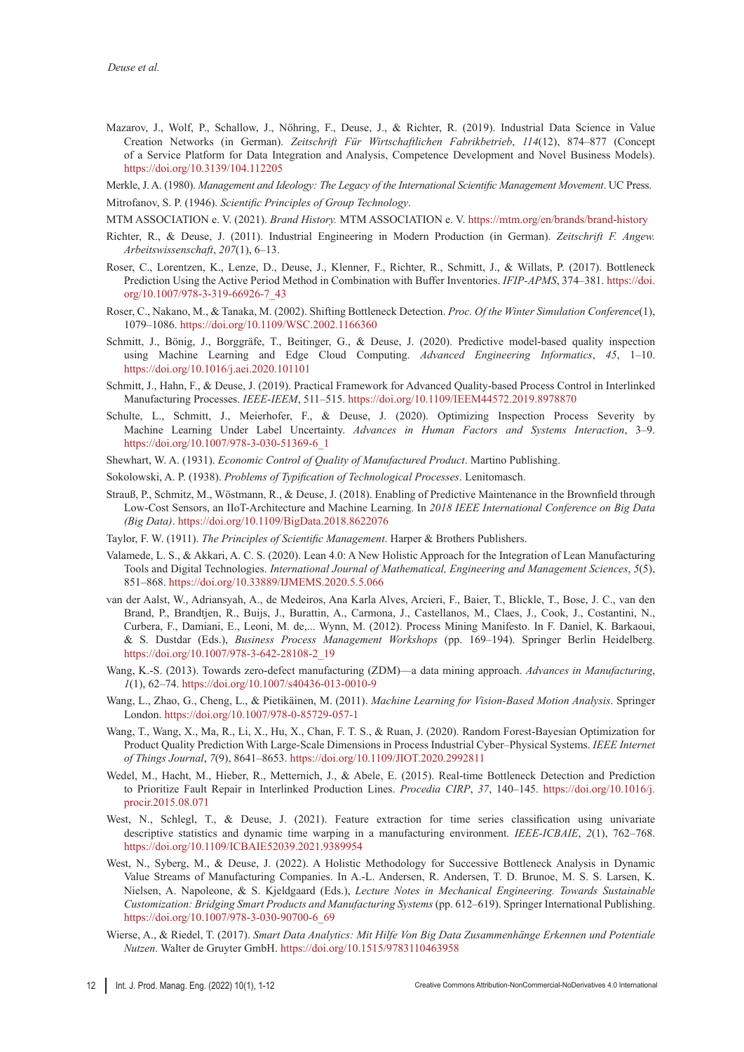Mazarov, J., Wolf, P., Schallow, J., Nöhring, F., Deuse, J., & Richter, R. (2019). Industrial Data Science in Value Creation Networks (in German). *Zeitschrift Für Wirtschaftlichen Fabrikbetrieb*, *114*(12), 874–877 (Concept of a Service Platform for Data Integration and Analysis, Competence Development and Novel Business Models). https://doi.org/10.3139/104.112205

Merkle, J. A. (1980). *Management and Ideology: The Legacy of the International Scientific Management Movement*. UC Press.

Mitrofanov, S. P. (1946). *Scientific Principles of Group Technology*.

MTM ASSOCIATION e. V. (2021). *Brand History.* MTM ASSOCIATION e. V. https://mtm.org/en/brands/brand-history

Richter, R., & Deuse, J. (2011). Industrial Engineering in Modern Production (in German). *Zeitschrift F. Angew. Arbeitswissenschaft*, *207*(1), 6–13.

Roser, C., Lorentzen, K., Lenze, D., Deuse, J., Klenner, F., Richter, R., Schmitt, J., & Willats, P. (2017). Bottleneck Prediction Using the Active Period Method in Combination with Buffer Inventories. *IFIP-APMS*, 374–381. https://doi.org/10.1007/978-3-319-66926-7_43

Roser, C., Nakano, M., & Tanaka, M. (2002). Shifting Bottleneck Detection. *Proc. Of the Winter Simulation Conference*(1), 1079–1086. https://doi.org/10.1109/WSC.2002.1166360

Schmitt, J., Bönig, J., Borggräfe, T., Beitinger, G., & Deuse, J. (2020). Predictive model-based quality inspection using Machine Learning and Edge Cloud Computing. *Advanced Engineering Informatics*, *45*, 1–10. https://doi.org/10.1016/j.aei.2020.101101

Schmitt, J., Hahn, F., & Deuse, J. (2019). Practical Framework for Advanced Quality-based Process Control in Interlinked Manufacturing Processes. *IEEE-IEEM*, 511–515. https://doi.org/10.1109/IEEM44572.2019.8978870

Schulte, L., Schmitt, J., Meierhofer, F., & Deuse, J. (2020). Optimizing Inspection Process Severity by Machine Learning Under Label Uncertainty. *Advances in Human Factors and Systems Interaction*, 3–9. https://doi.org/10.1007/978-3-030-51369-6_1

Shewhart, W. A. (1931). *Economic Control of Quality of Manufactured Product*. Martino Publishing.

Sokolowski, A. P. (1938). *Problems of Typification of Technological Processes*. Lenitomasch.

Strauß, P., Schmitz, M., Wöstmann, R., & Deuse, J. (2018). Enabling of Predictive Maintenance in the Brownfield through Low-Cost Sensors, an IIoT-Architecture and Machine Learning. In *2018 IEEE International Conference on Big Data (Big Data)*. https://doi.org/10.1109/BigData.2018.8622076

Taylor, F. W. (1911). *The Principles of Scientific Management*. Harper & Brothers Publishers.

Valamede, L. S., & Akkari, A. C. S. (2020). Lean 4.0: A New Holistic Approach for the Integration of Lean Manufacturing Tools and Digital Technologies. *International Journal of Mathematical, Engineering and Management Sciences*, *5*(5), 851–868. https://doi.org/10.33889/IJMEMS.2020.5.5.066

van der Aalst, W., Adriansyah, A., de Medeiros, Ana Karla Alves, Arcieri, F., Baier, T., Blickle, T., Bose, J. C., van den Brand, P., Brandtjen, R., Buijs, J., Burattin, A., Carmona, J., Castellanos, M., Claes, J., Cook, J., Costantini, N., Curbera, F., Damiani, E., Leoni, M. de,... Wynn, M. (2012). Process Mining Manifesto. In F. Daniel, K. Barkaoui, & S. Dustdar (Eds.), *Business Process Management Workshops* (pp. 169–194). Springer Berlin Heidelberg. https://doi.org/10.1007/978-3-642-28108-2_19

Wang, K.-S. (2013). Towards zero-defect manufacturing (ZDM)—a data mining approach. *Advances in Manufacturing*, *1*(1), 62–74. https://doi.org/10.1007/s40436-013-0010-9

Wang, L., Zhao, G., Cheng, L., & Pietikäinen, M. (2011). *Machine Learning for Vision-Based Motion Analysis*. Springer London. https://doi.org/10.1007/978-0-85729-057-1

Wang, T., Wang, X., Ma, R., Li, X., Hu, X., Chan, F. T. S., & Ruan, J. (2020). Random Forest-Bayesian Optimization for Product Quality Prediction With Large-Scale Dimensions in Process Industrial Cyber–Physical Systems. *IEEE Internet of Things Journal*, *7*(9), 8641–8653. https://doi.org/10.1109/JIOT.2020.2992811

Wedel, M., Hacht, M., Hieber, R., Metternich, J., & Abele, E. (2015). Real-time Bottleneck Detection and Prediction to Prioritize Fault Repair in Interlinked Production Lines. *Procedia CIRP*, *37*, 140–145. https://doi.org/10.1016/j.procir.2015.08.071

West, N., Schlegl, T., & Deuse, J. (2021). Feature extraction for time series classification using univariate descriptive statistics and dynamic time warping in a manufacturing environment. *IEEE-ICBAIE*, *2*(1), 762–768. https://doi.org/10.1109/ICBAIE52039.2021.9389954

West, N., Syberg, M., & Deuse, J. (2022). A Holistic Methodology for Successive Bottleneck Analysis in Dynamic Value Streams of Manufacturing Companies. In A.-L. Andersen, R. Andersen, T. D. Brunoe, M. S. S. Larsen, K. Nielsen, A. Napoleone, & S. Kjeldgaard (Eds.), *Lecture Notes in Mechanical Engineering. Towards Sustainable Customization: Bridging Smart Products and Manufacturing Systems* (pp. 612–619). Springer International Publishing. https://doi.org/10.1007/978-3-030-90700-6_69

Wierse, A., & Riedel, T. (2017). *Smart Data Analytics: Mit Hilfe Von Big Data Zusammenhänge Erkennen und Potentiale Nutzen*. Walter de Gruyter GmbH. https://doi.org/10.1515/9783110463958